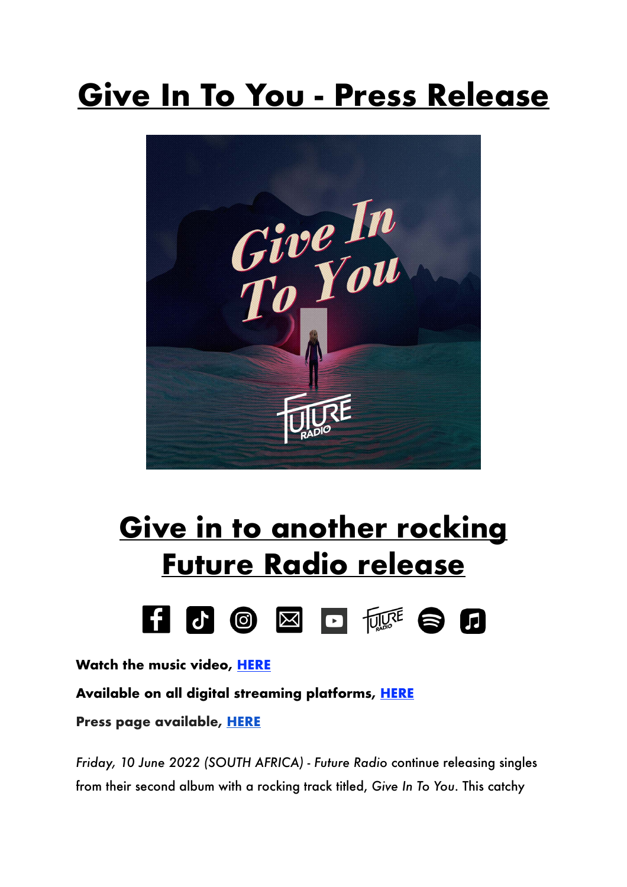# Give In To You - Press Release

## Give in to another rocking Future Radio release

**Watch the music video, HERE**

**Available on all digital streaming platforms, HERE**

**Press page available, HERE**

*Friday, 10 June 2022 (SOUTH AFRICA) - Future Radio* continue releasing singles from their second album with a rocking track titled, *Give In To You*. This catchy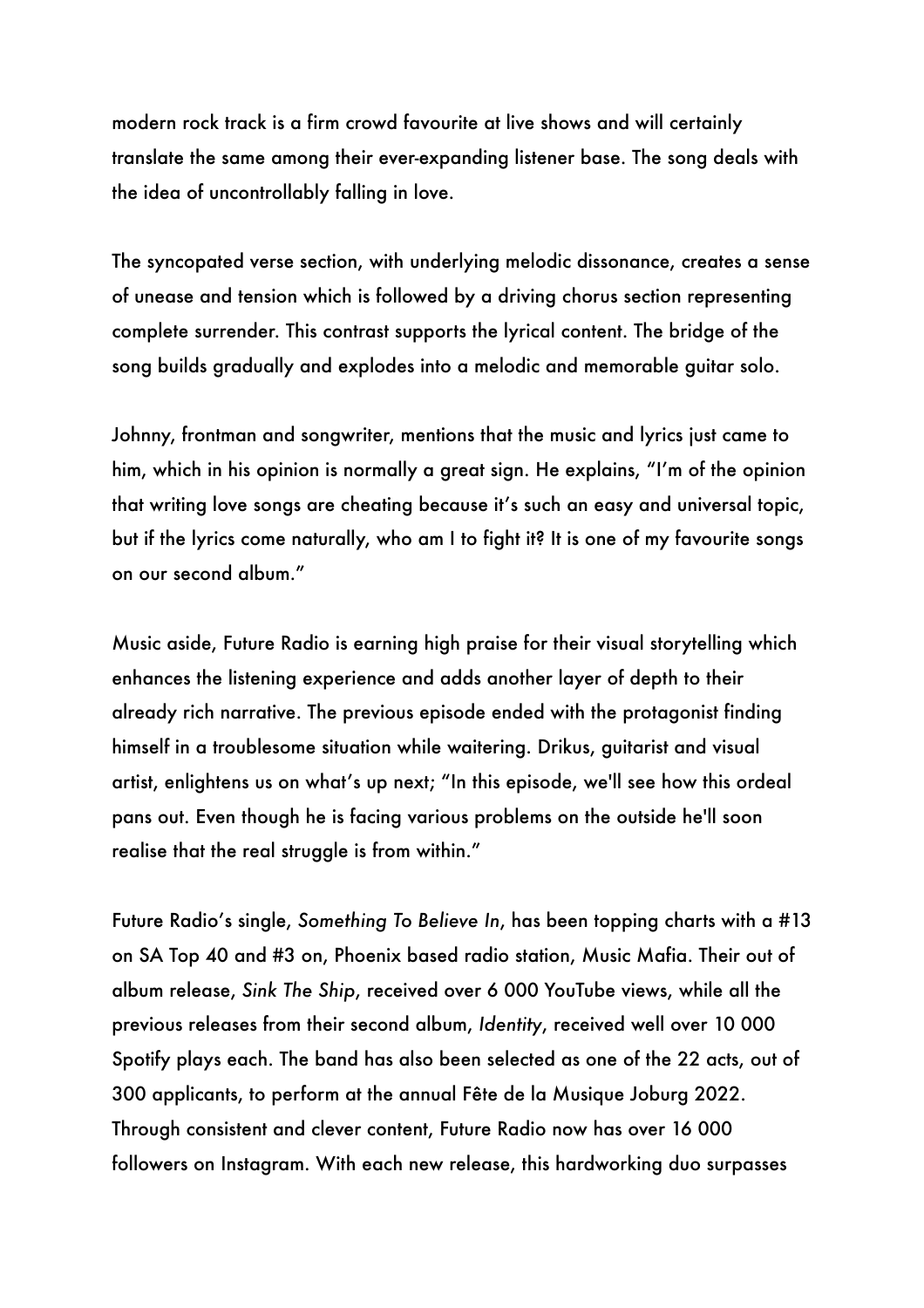modern rock track is a firm crowd favourite at live shows and will certainly translate the same among their ever-expanding listener base. The song deals with the idea of uncontrollably falling in love.

The syncopated verse section, with underlying melodic dissonance, creates a sense of unease and tension which is followed by a driving chorus section representing complete surrender. This contrast supports the lyrical content. The bridge of the song builds gradually and explodes into a melodic and memorable guitar solo.

Johnny, frontman and songwriter, mentions that the music and lyrics just came to him, which in his opinion is normally a great sign. He explains, "I'm of the opinion that writing love songs are cheating because it's such an easy and universal topic, but if the lyrics come naturally, who am I to fight it? It is one of my favourite songs on our second album."

Music aside, Future Radio is earning high praise for their visual storytelling which enhances the listening experience and adds another layer of depth to their already rich narrative. The previous episode ended with the protagonist finding himself in a troublesome situation while waitering. Drikus, guitarist and visual artist, enlightens us on what's up next; "In this episode, we'll see how this ordeal pans out. Even though he is facing various problems on the outside he'll soon realise that the real struggle is from within."

Future Radio's single, *Something To Believe In*, has been topping charts with a #13 on SA Top 40 and #3 on, Phoenix based radio station, Music Mafia. Their out of album release, *Sink The Ship*, received over 6 000 YouTube views, while all the previous releases from their second album, *Identity*, received well over 10 000 Spotify plays each. The band has also been selected as one of the 22 acts, out of 300 applicants, to perform at the annual Fête de la Musique Joburg 2022. Through consistent and clever content, Future Radio now has over 16 000 followers on Instagram. With each new release, this hardworking duo surpasses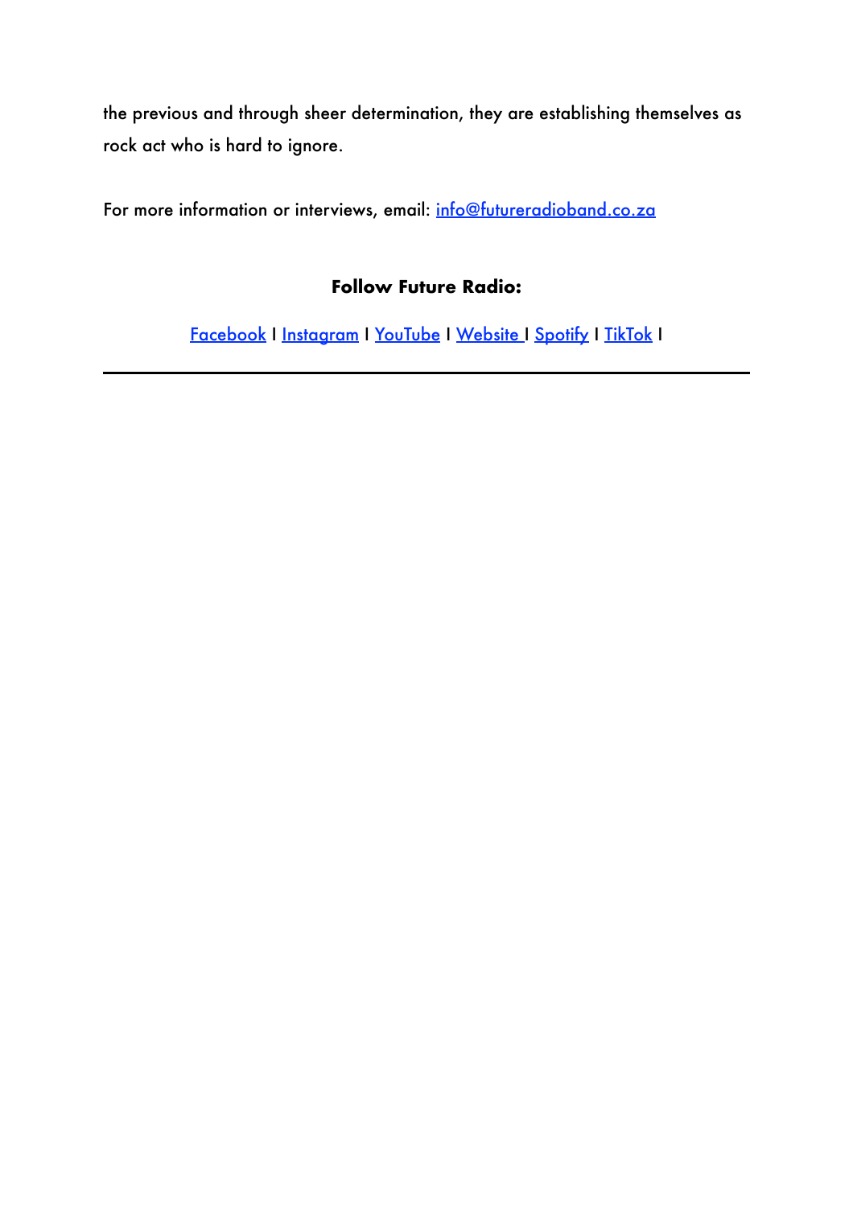the previous and through sheer determination, they are establishing themselves as rock act who is hard to ignore.

For more information or interviews, email: info@futureradioband.co.za

**Follow Future Radio:**

Facebook I Instagram I YouTube I Website I Spotify I TikTok I

---